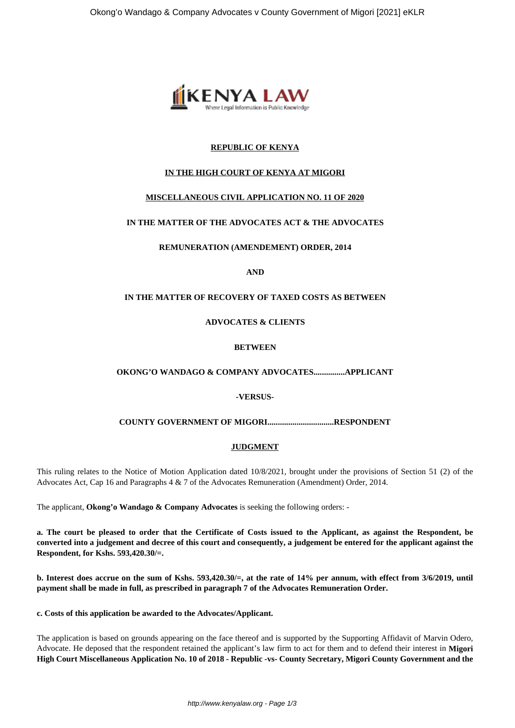**REPUBLIC OF KENYA**

**IN THE HIGH COURT OF KENYA AT MIGORI**

**MISCELLANEOUS CIVIL APPLICATION NO. 11 OF 2020**

**IN THE MATTER OF THE ADVOCATES ACT & THE ADVOCATES**

**REMUNERATION (AMENDEMENT) ORDER, 2014**

**AND**

**IN THE MATTER OF RECOVERY OF TAXED COSTS AS BETWEEN**

**ADVOCATES & CLIENTS**

**BETWEEN**

**OKONG'O WANDAGO & COMPANY ADVOCATES...............APPLICANT**

**-VERSUS-**

**COUNTY GOVERNMENT OF MIGORI................................RESPONDENT**

**JUDGMENT**

This ruling relates to the Notice of Motion Application dated 10/8/2021, brought under the provisions of Section 51 (2) of the Advocates Act, Cap 16 and Paragraphs 4 & 7 of the Advocates Remuneration (Amendment) Order, 2014.

The applicant, **Okong'o Wandago & Company Advocates** is seeking the following orders: -

**a. The court be pleased to order that the Certificate of Costs issued to the Applicant, as against the Respondent, be converted into a judgement and decree of this court and consequently, a judgement be entered for the applicant against the Respondent, for Kshs. 593,420.30/=.**

**b. Interest does accrue on the sum of Kshs. 593,420.30/=, at the rate of 14% per annum, with effect from 3/6/2019, until payment shall be made in full, as prescribed in paragraph 7 of the Advocates Remuneration Order.**

**c. Costs of this application be awarded to the Advocates/Applicant.**

The application is based on grounds appearing on the face thereof and is supported by the Supporting Affidavit of Marvin Odero, Advocate. He deposed that the respondent retained the applicant's law firm to act for them and to defend their interest in **Migori High Court Miscellaneous Application No. 10 of 2018 - Republic -vs- County Secretary, Migori County Government and the**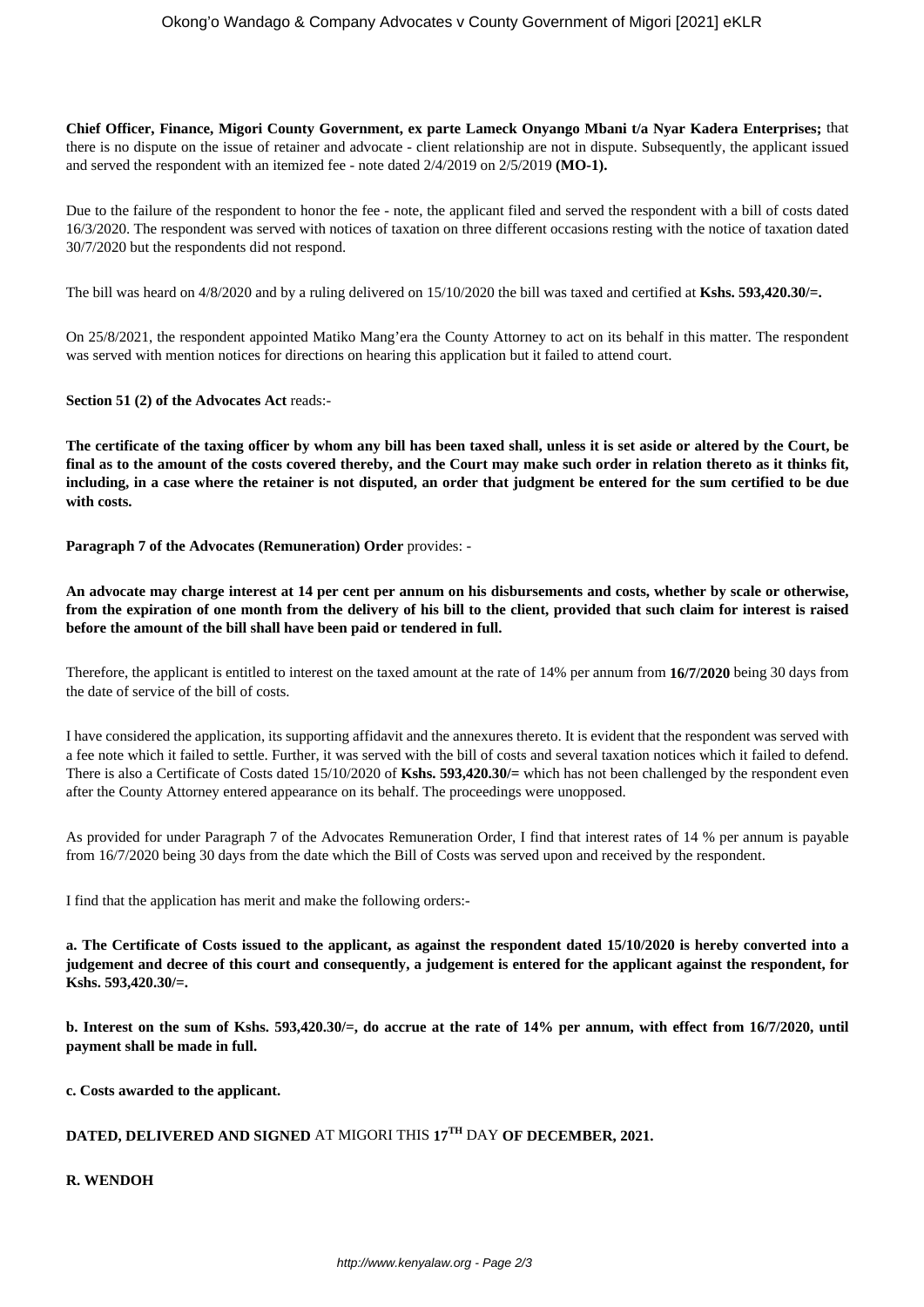**Chief Officer, Finance, Migori County Government, ex parte Lameck Onyango Mbani t/a Nyar Kadera Enterprises;** that there is no dispute on the issue of retainer and advocate - client relationship are not in dispute. Subsequently, the applicant issued and served the respondent with an itemized fee - note dated 2/4/2019 on 2/5/2019 **(MO-1).**

Due to the failure of the respondent to honor the fee - note, the applicant filed and served the respondent with a bill of costs dated 16/3/2020. The respondent was served with notices of taxation on three different occasions resting with the notice of taxation dated 30/7/2020 but the respondents did not respond.

The bill was heard on 4/8/2020 and by a ruling delivered on 15/10/2020 the bill was taxed and certified at **Kshs. 593,420.30/=.**

On 25/8/2021, the respondent appointed Matiko Mang'era the County Attorney to act on its behalf in this matter. The respondent was served with mention notices for directions on hearing this application but it failed to attend court.

**Section 51 (2) of the Advocates Act** reads:-

**The certificate of the taxing officer by whom any bill has been taxed shall, unless it is set aside or altered by the Court, be final as to the amount of the costs covered thereby, and the Court may make such order in relation thereto as it thinks fit, including, in a case where the retainer is not disputed, an order that judgment be entered for the sum certified to be due with costs.**

**Paragraph 7 of the Advocates (Remuneration) Order** provides: -

**An advocate may charge interest at 14 per cent per annum on his disbursements and costs, whether by scale or otherwise, from the expiration of one month from the delivery of his bill to the client, provided that such claim for interest is raised before the amount of the bill shall have been paid or tendered in full.**

Therefore, the applicant is entitled to interest on the taxed amount at the rate of 14% per annum from **16/7/2020** being 30 days from the date of service of the bill of costs.

I have considered the application, its supporting affidavit and the annexures thereto. It is evident that the respondent was served with a fee note which it failed to settle. Further, it was served with the bill of costs and several taxation notices which it failed to defend. There is also a Certificate of Costs dated 15/10/2020 of **Kshs. 593,420.30/=** which has not been challenged by the respondent even after the County Attorney entered appearance on its behalf. The proceedings were unopposed.

As provided for under Paragraph 7 of the Advocates Remuneration Order, I find that interest rates of 14 % per annum is payable from 16/7/2020 being 30 days from the date which the Bill of Costs was served upon and received by the respondent.

I find that the application has merit and make the following orders:-

**a. The Certificate of Costs issued to the applicant, as against the respondent dated 15/10/2020 is hereby converted into a judgement and decree of this court and consequently, a judgement is entered for the applicant against the respondent, for Kshs. 593,420.30/=.**

**b. Interest on the sum of Kshs. 593,420.30/=, do accrue at the rate of 14% per annum, with effect from 16/7/2020, until payment shall be made in full.**

**c. Costs awarded to the applicant.**

**DATED, DELIVERED AND SIGNED** AT MIGORI THIS **17TH** DAY **OF DECEMBER, 2021.**

**R. WENDOH**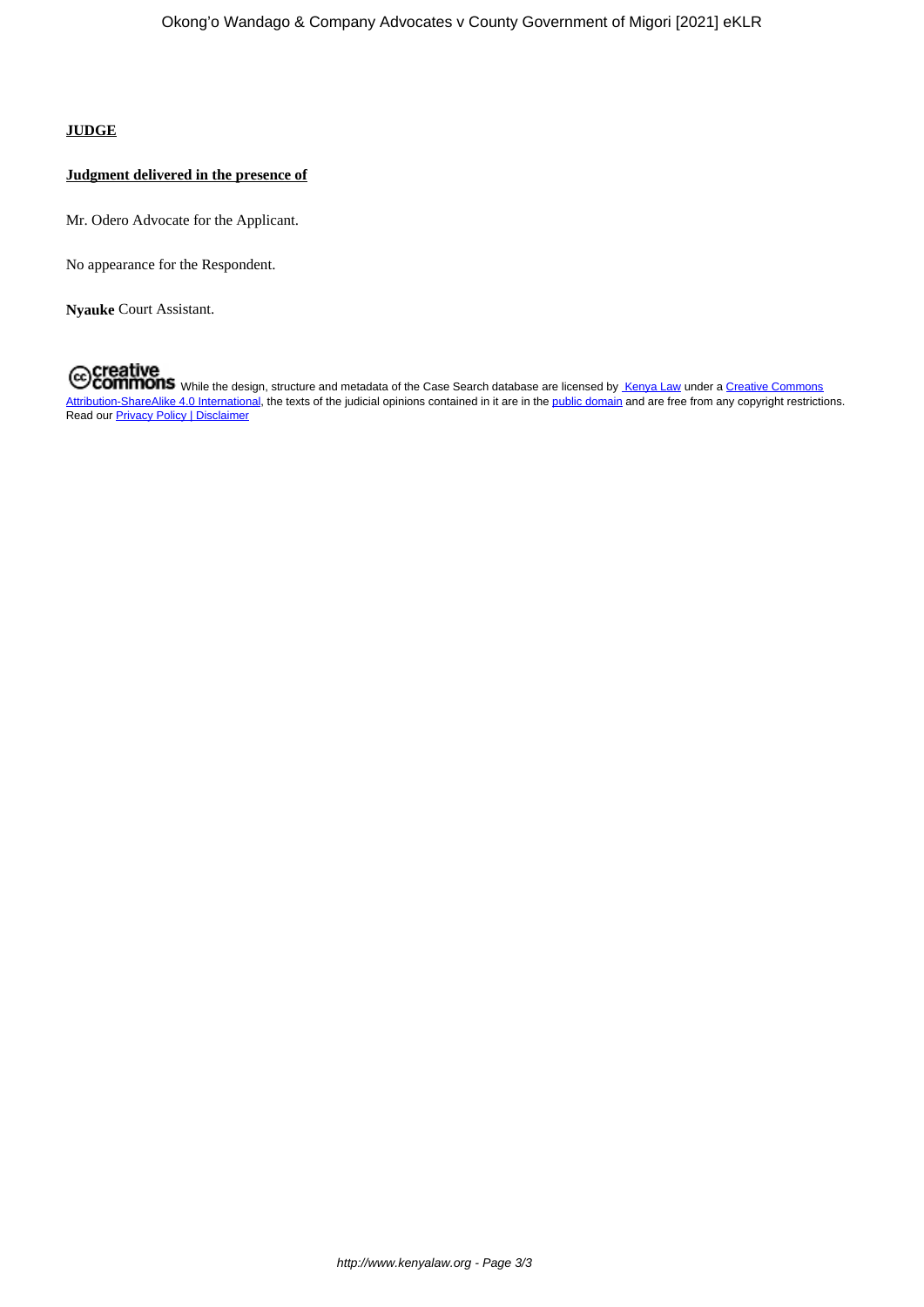**JUDGE**

**Judgment delivered in the presence of**

Mr. Odero Advocate for the Applicant.

No appearance for the Respondent.

**Nyauke** Court Assistant.

While the design, structure and metadata of the Case Search database are licensed by Kenya Law under a Creative Commons Attribution-ShareAlike 4.0 International, the texts of the judicial opinions contained in it are in the public domain and are free from any copyright restrictions. Read our Privacy Policy | Disclaimer